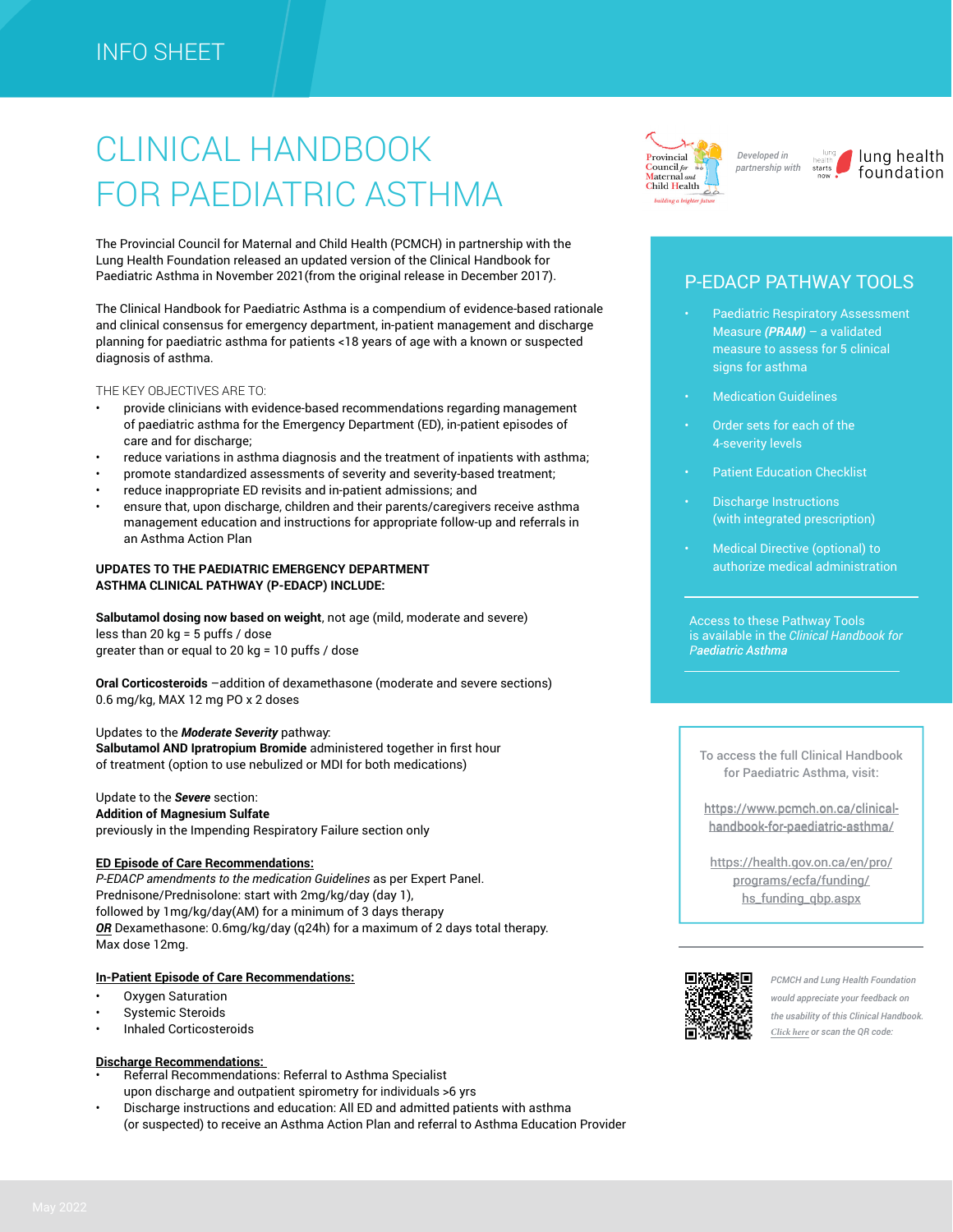INFO SHEET

# CLINICAL HANDBOOK FOR PAEDIATRIC ASTHMA

*Developed in partnership with* lung health foundation

The Provincial Council for Maternal and Child Health (PCMCH) in partnership with the Lung Health Foundation released an updated version of the Clinical Handbook for Paediatric Asthma in November 2021(from the original release in December 2017).

The Clinical Handbook for Paediatric Asthma is a compendium of evidence-based rationale and clinical consensus for emergency department, in-patient management and discharge planning for paediatric asthma for patients <18 years of age with a known or suspected diagnosis of asthma.

THE KEY OBJECTIVES ARE TO:

- provide clinicians with evidence-based recommendations regarding management of paediatric asthma for the Emergency Department (ED), in-patient episodes of care and for discharge;
- reduce variations in asthma diagnosis and the treatment of inpatients with asthma;
- promote standardized assessments of severity and severity-based treatment;
- reduce inappropriate ED revisits and in-patient admissions; and
- ensure that, upon discharge, children and their parents/caregivers receive asthma management education and instructions for appropriate follow-up and referrals in an Asthma Action Plan

**UPDATES TO THE PAEDIATRIC EMERGENCY DEPARTMENT ASTHMA CLINICAL PATHWAY (P-EDACP) INCLUDE:**

**Salbutamol dosing now based on weight**, not age (mild, moderate and severe)
less than 20 kg = 5 puffs / dose
greater than or equal to 20 kg = 10 puffs / dose

**Oral Corticosteroids** –addition of dexamethasone (moderate and severe sections)
0.6 mg/kg, MAX 12 mg PO x 2 doses

Updates to the ***Moderate Severity*** pathway:
**Salbutamol AND Ipratropium Bromide** administered together in first hour of treatment (option to use nebulized or MDI for both medications)

Update to the ***Severe*** section:
**Addition of Magnesium Sulfate**
previously in the Impending Respiratory Failure section only

**ED Episode of Care Recommendations:**
*P-EDACP amendments to the medication Guidelines* as per Expert Panel.
Prednisone/Prednisolone: start with 2mg/kg/day (day 1),
followed by 1mg/kg/day(AM) for a minimum of 3 days therapy
***OR*** Dexamethasone: 0.6mg/kg/day (q24h) for a maximum of 2 days total therapy.
Max dose 12mg.

**In-Patient Episode of Care Recommendations:**

- Oxygen Saturation
- Systemic Steroids
- Inhaled Corticosteroids

**Discharge Recommendations:**

- Referral Recommendations: Referral to Asthma Specialist upon discharge and outpatient spirometry for individuals >6 yrs
- Discharge instructions and education: All ED and admitted patients with asthma (or suspected) to receive an Asthma Action Plan and referral to Asthma Education Provider

## P-EDACP PATHWAY TOOLS

- Paediatric Respiratory Assessment Measure ***(PRAM)*** – a validated measure to assess for 5 clinical signs for asthma
- Medication Guidelines
- Order sets for each of the 4-severity levels
- Patient Education Checklist
- Discharge Instructions (with integrated prescription)
- Medical Directive (optional) to authorize medical administration

Access to these Pathway Tools is available in the *Clinical Handbook for Paediatric Asthma*

To access the full Clinical Handbook for Paediatric Asthma, visit:

https://www.pcmch.on.ca/clinical-handbook-for-paediatric-asthma/

https://health.gov.on.ca/en/pro/programs/ecfa/funding/hs_funding_qbp.aspx

*PCMCH and Lung Health Foundation would appreciate your feedback on the usability of this Clinical Handbook. Click here or scan the QR code:*

May 2022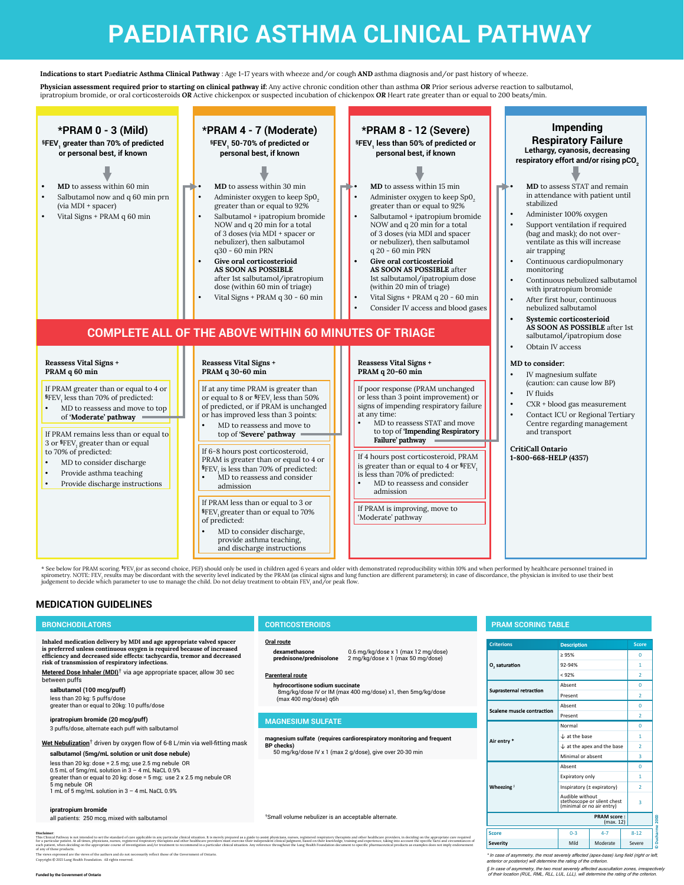# PAEDIATRIC ASTHMA CLINICAL PATHWAY

**Indications to start Paediatric Asthma Clinical Pathway** : Age 1-17 years with wheeze and/or cough **AND** asthma diagnosis and/or past history of wheeze.

**Physician assessment required prior to starting on clinical pathway if:** Any active chronic condition other than asthma **OR** Prior serious adverse reaction to salbutamol, ipratropium bromide, or oral corticosteroids **OR** Active chickenpox or suspected incubation of chickenpox **OR** Heart rate greater than or equal to 200 beats/min.

## *PRAM 0 - 3 (Mild)

**§FEV$_1$ greater than 70% of predicted or personal best, if known**

- **MD** to assess within 60 min
- Salbutamol now and q 60 min prn (via MDI + spacer)
- Vital Signs + PRAM q 60 min

**Reassess Vital Signs + PRAM q 60 min**

If PRAM greater than or equal to 4 or §FEV$_1$ less than 70% of predicted:
- MD to reassess and move to top of **'Moderate' pathway**

If PRAM remains less than or equal to 3 or §FEV$_1$ greater than or equal to 70% of predicted:
- MD to consider discharge
- Provide asthma teaching
- Provide discharge instructions

## *PRAM 4 - 7 (Moderate)

**§FEV$_1$ 50-70% of predicted or personal best, if known**

- **MD** to assess within 30 min
- Administer oxygen to keep SpO$_2$ greater than or equal to 92%
- Salbutamol + ipatropium bromide NOW and q 20 min for a total of 3 doses (via MDI + spacer or nebulizer), then salbutamol q30 - 60 min PRN
- **Give oral corticosteroid AS SOON AS POSSIBLE** after 1st salbutamol/ipratropium dose (within 60 min of triage)
- Vital Signs + PRAM q 30 - 60 min

**Reassess Vital Signs + PRAM q 30-60 min**

If at any time PRAM is greater than or equal to 8 or §FEV$_1$ less than 50% of predicted, or if PRAM is unchanged or has improved less than 3 points:
- MD to reassess and move to top of **'Severe' pathway**

If 6-8 hours post corticosteroid, PRAM is greater than or equal to 4 or §FEV$_1$ is less than 70% of predicted:
- MD to reassess and consider admission

If PRAM less than or equal to 3 or §FEV$_1$ greater than or equal to 70% of predicted:
- MD to consider discharge, provide asthma teaching, and discharge instructions

## *PRAM 8 - 12 (Severe)

**§FEV$_1$ less than 50% of predicted or personal best, if known**

- **MD** to assess within 15 min
- Administer oxygen to keep SpO$_2$ greater than or equal to 92%
- Salbutamol + ipatropium bromide NOW and q 20 min for a total of 3 doses (via MDI and spacer or nebulizer), then salbutamol q 20 - 60 min PRN
- **Give oral corticosteroid AS SOON AS POSSIBLE** after 1st salbutamol/ipratropium dose (within 20 min of triage)
- Vital Signs + PRAM q 20 - 60 min
- Consider IV access and blood gases

**Reassess Vital Signs + PRAM q 20-60 min**

If poor response (PRAM unchanged or less than 3 point improvement) or signs of impending respiratory failure at any time:
- MD to reassess STAT and move to top of **'Impending Respiratory Failure' pathway**

If 4 hours post corticosteroid, PRAM is greater than or equal to 4 or §FEV$_1$ is less than 70% of predicted:
- MD to reassess and consider admission

If PRAM is improving, move to 'Moderate' pathway

**COMPLETE ALL OF THE ABOVE WITHIN 60 MINUTES OF TRIAGE**

## Impending Respiratory Failure

**Lethargy, cyanosis, decreasing respiratory effort and/or rising pCO$_2$**

- **MD** to assess STAT and remain in attendance with patient until stabilized
- Administer 100% oxygen
- Support ventilation if required (bag and mask); do not over-ventilate as this will increase air trapping
- Continuous cardiopulmonary monitoring
- Continuous nebulized salbutamol with ipratropium bromide
- After first hour, continuous nebulized salbutamol
- **Systemic corticosteroid AS SOON AS POSSIBLE** after 1st salbutamol/ipratropium dose
- Obtain IV access

**MD to consider:**
- IV magnesium sulfate (caution: can cause low BP)
- IV fluids
- CXR + blood gas measurement
- Contact ICU or Regional Tertiary Centre regarding management and transport

**CritiCall Ontario**
**1-800-668-HELP (4357)**

\* See below for PRAM scoring. §FEV$_1$ (or as second choice, PEF) should only be used in children aged 6 years and older with demonstrated reproducibility within 10% and when performed by healthcare personnel trained in spirometry. NOTE: FEV$_1$ results may be discordant with the severity level indicated by the PRAM (as clinical signs and lung function are different parameters); in case of discordance, the physician is invited to use their best judgement to decide which parameter to use to manage the child. Do not delay treatment to obtain FEV$_1$ and/or peak flow.

## MEDICATION GUIDELINES

### BRONCHODILATORS

**Inhaled medication delivery by MDI and age appropriate valved spacer is preferred unless continuous oxygen is required because of increased efficiency and decreased side effects: tachycardia, tremor and decreased risk of transmission of respiratory infections.**

Metered Dose Inhaler (MDI)† via age appropriate spacer, allow 30 sec between puffs

**salbutamol (100 mcg/puff)**
less than 20 kg: 5 puffs/dose
greater than or equal to 20kg: 10 puffs/dose

**ipratropium bromide (20 mcg/puff)**
3 puffs/dose, alternate each puff with salbutamol

Wet Nebulization† driven by oxygen flow of 6-8 L/min via well-fitting mask

**salbutamol (5mg/mL solution or unit dose nebule)**
less than 20 kg: dose = 2.5 mg; use 2.5 mg nebule OR
0.5 mL of 5mg/mL solution in 3 – 4 mL NaCL 0.9%
greater than or equal to 20 kg: dose = 5 mg; use 2 x 2.5 mg nebule OR
5 mg nebule OR
1 mL of 5 mg/mL solution in 3 – 4 mL NaCL 0.9%

**ipratropium bromide**
all patients: 250 mcg, mixed with salbutamol

### CORTICOSTEROIDS

Oral route

| | |
|---|---|
| **dexamethasone** | 0.6 mg/kg/dose x 1 (max 12 mg/dose) |
| **prednisone/prednisolone** | 2 mg/kg/dose x 1 (max 50 mg/dose) |

Parenteral route

**hydrocortisone sodium succinate**
8mg/kg/dose IV or IM (max 400 mg/dose) x1, then 5mg/kg/dose (max 400 mg/dose) q6h

### MAGNESIUM SULFATE

**magnesium sulfate (requires cardiorespiratory monitoring and frequent BP checks)**
50 mg/kg/dose IV x 1 (max 2 g/dose), give over 20-30 min

†Small volume nebulizer is an acceptable alternate.

### PRAM SCORING TABLE

| Criterions | Description | Score |
|---|---|---|
| $O_2$ saturation | ≥ 95% | 0 |
| | 92-94% | 1 |
| | < 92% | 2 |
| Suprasternal retraction | Absent | 0 |
| | Present | 2 |
| Scalene muscle contraction | Absent | 0 |
| | Present | 2 |
| Air entry * | Normal | 0 |
| | ↓ at the base | 1 |
| | ↓ at the apex and the base | 2 |
| | Minimal or absent | 3 |
| Wheezing § | Absent | 0 |
| | Expiratory only | 1 |
| | Inspiratory (± expiratory) | 2 |
| | Audible without stethoscope or silent chest (minimal or no air entry) | 3 |
| | PRAM score : (max. 12) | |

| Score | 0-3 | 4-7 | 8-12 |
|---|---|---|---|
| Severity | Mild | Moderate | Severe |

© Ducharme 2000

*\* In case of asymmetry, the most severely affected (apex-base) lung field (right or left, anterior or posterior) will determine the rating of the criterion.*

*§ In case of asymmetry, the two most severely affected auscultation zones, irrespectively of their location (RUL, RML, RLL, LUL, LLL), will determine the rating of the criterion.*

Disclaimer:
This Clinical Pathway is not intended to set the standard of care applicable in any particular clinical situation. It is merely prepared as a guide to assist physicians, nurses, registered respiratory therapists and other healthcare providers, in deciding on the appropriate care required for a particular patient. At all times, physicians, nurses, registered respiratory therapists and other healthcare providers must exercise their independent clinical judgement, based on their knowledge, training and experience, taking into account the specific facts and circumstances of each patient, when deciding on the appropriate course of investigation and/or treatment to recommend in a particular clinical situation. Any reference throughout the Lung Health Foundation document to specific pharmaceutical products as examples does not imply endorsement of any of these products.
The views expressed are the views of the authors and do not necessarily reflect those of the Government of Ontario.
Copyright © 2021 Lung Health Foundation. All rights reserved.

Funded by the Government of Ontario